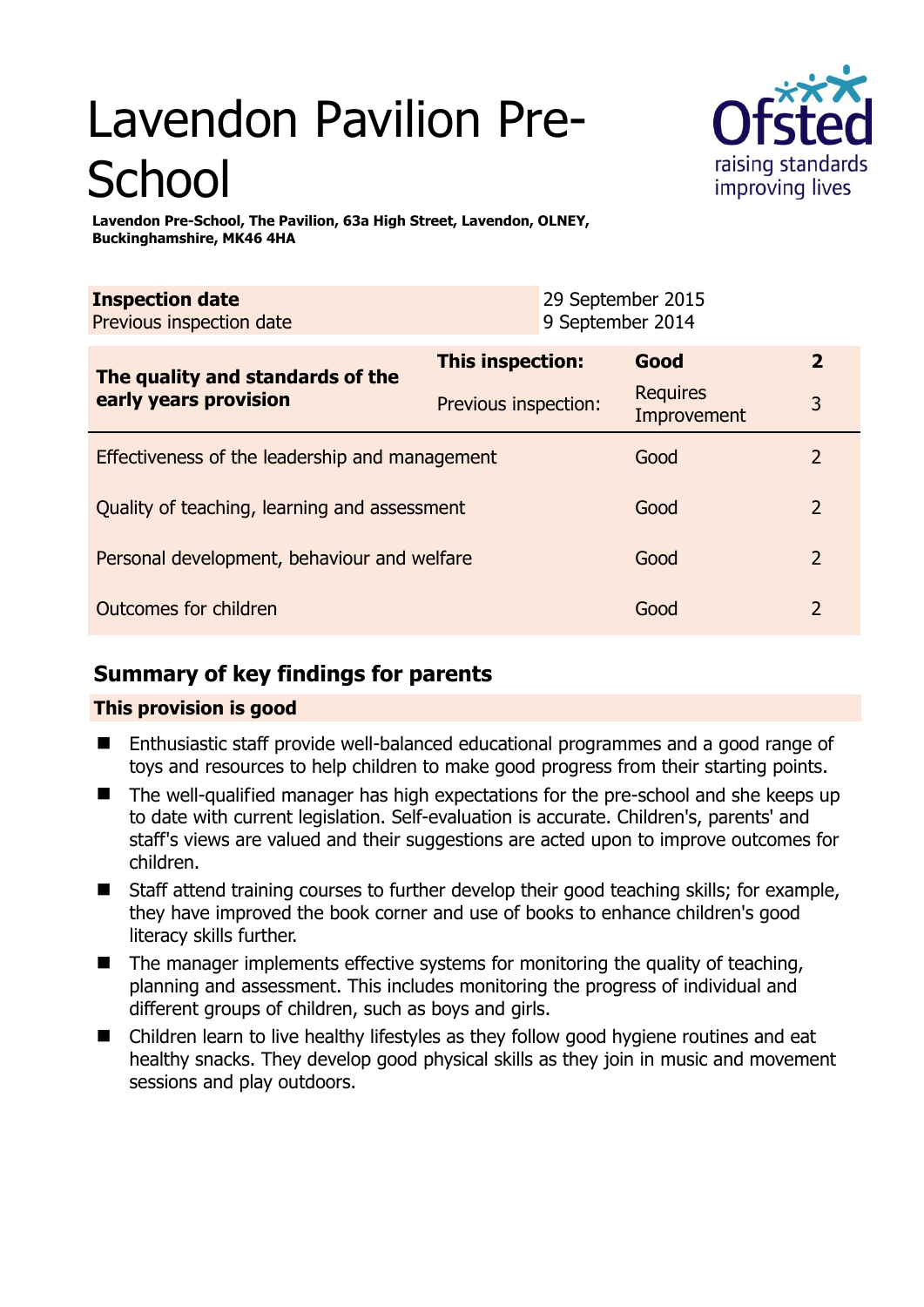# Lavendon Pavilion Pre-School

**Lavendon Pre-School, The Pavilion, 63a High Street, Lavendon, OLNEY, Buckinghamshire, MK46 4HA**

| **Inspection date** | 29 September 2015 |
|---|---|
| Previous inspection date | 9 September 2014 |

| **The quality and standards of the early years provision** | **This inspection:** | **Good** | **2** |
|---|---|---|---|
| | Previous inspection: | Requires Improvement | 3 |
| Effectiveness of the leadership and management | | Good | 2 |
| Quality of teaching, learning and assessment | | Good | 2 |
| Personal development, behaviour and welfare | | Good | 2 |
| Outcomes for children | | Good | 2 |

## Summary of key findings for parents

**This provision is good**

- Enthusiastic staff provide well-balanced educational programmes and a good range of toys and resources to help children to make good progress from their starting points.
- The well-qualified manager has high expectations for the pre-school and she keeps up to date with current legislation. Self-evaluation is accurate. Children's, parents' and staff's views are valued and their suggestions are acted upon to improve outcomes for children.
- Staff attend training courses to further develop their good teaching skills; for example, they have improved the book corner and use of books to enhance children's good literacy skills further.
- The manager implements effective systems for monitoring the quality of teaching, planning and assessment. This includes monitoring the progress of individual and different groups of children, such as boys and girls.
- Children learn to live healthy lifestyles as they follow good hygiene routines and eat healthy snacks. They develop good physical skills as they join in music and movement sessions and play outdoors.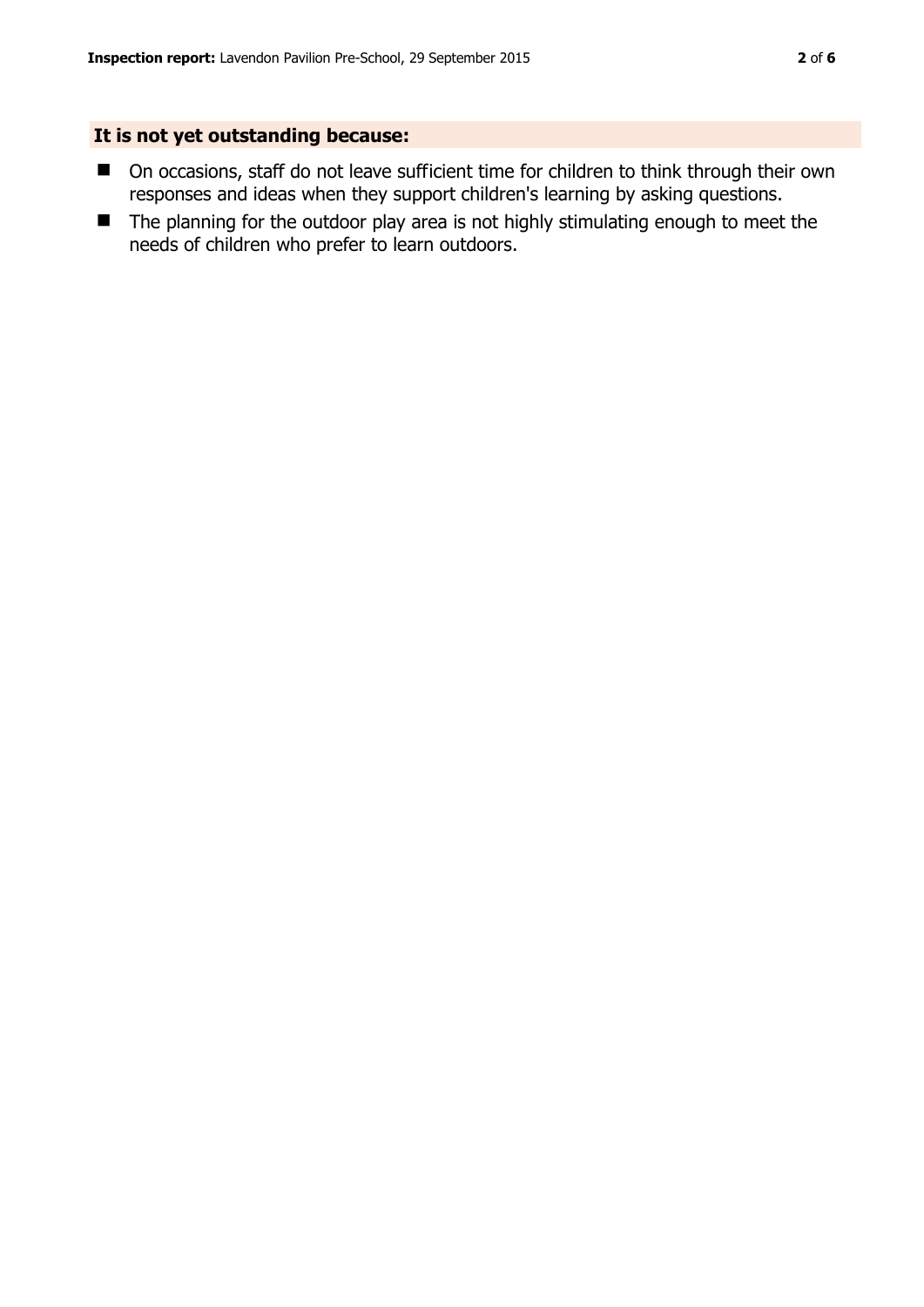## It is not yet outstanding because:

- On occasions, staff do not leave sufficient time for children to think through their own responses and ideas when they support children's learning by asking questions.
- The planning for the outdoor play area is not highly stimulating enough to meet the needs of children who prefer to learn outdoors.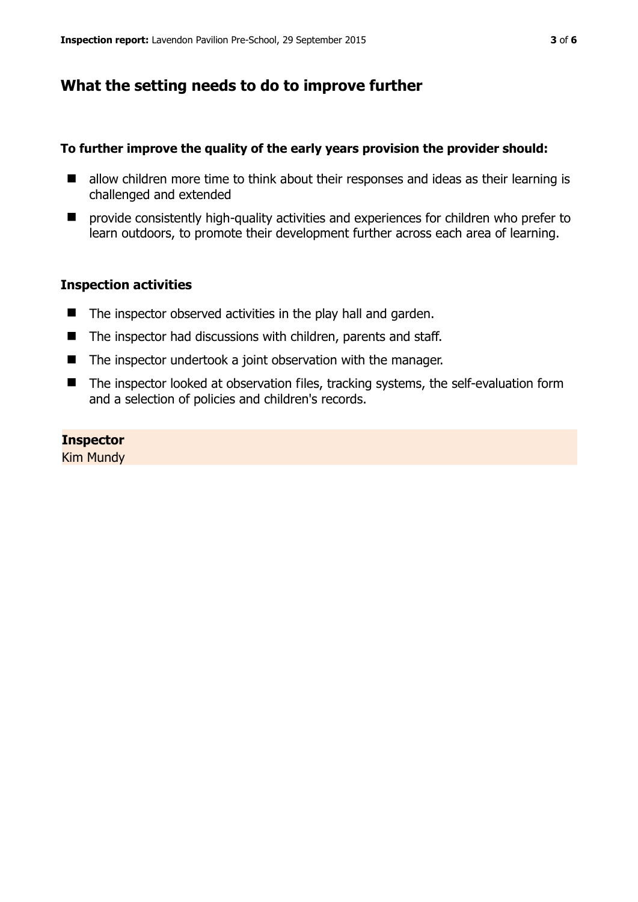## What the setting needs to do to improve further

**To further improve the quality of the early years provision the provider should:**

- allow children more time to think about their responses and ideas as their learning is challenged and extended
- provide consistently high-quality activities and experiences for children who prefer to learn outdoors, to promote their development further across each area of learning.

### Inspection activities

- The inspector observed activities in the play hall and garden.
- The inspector had discussions with children, parents and staff.
- The inspector undertook a joint observation with the manager.
- The inspector looked at observation files, tracking systems, the self-evaluation form and a selection of policies and children's records.

**Inspector**
Kim Mundy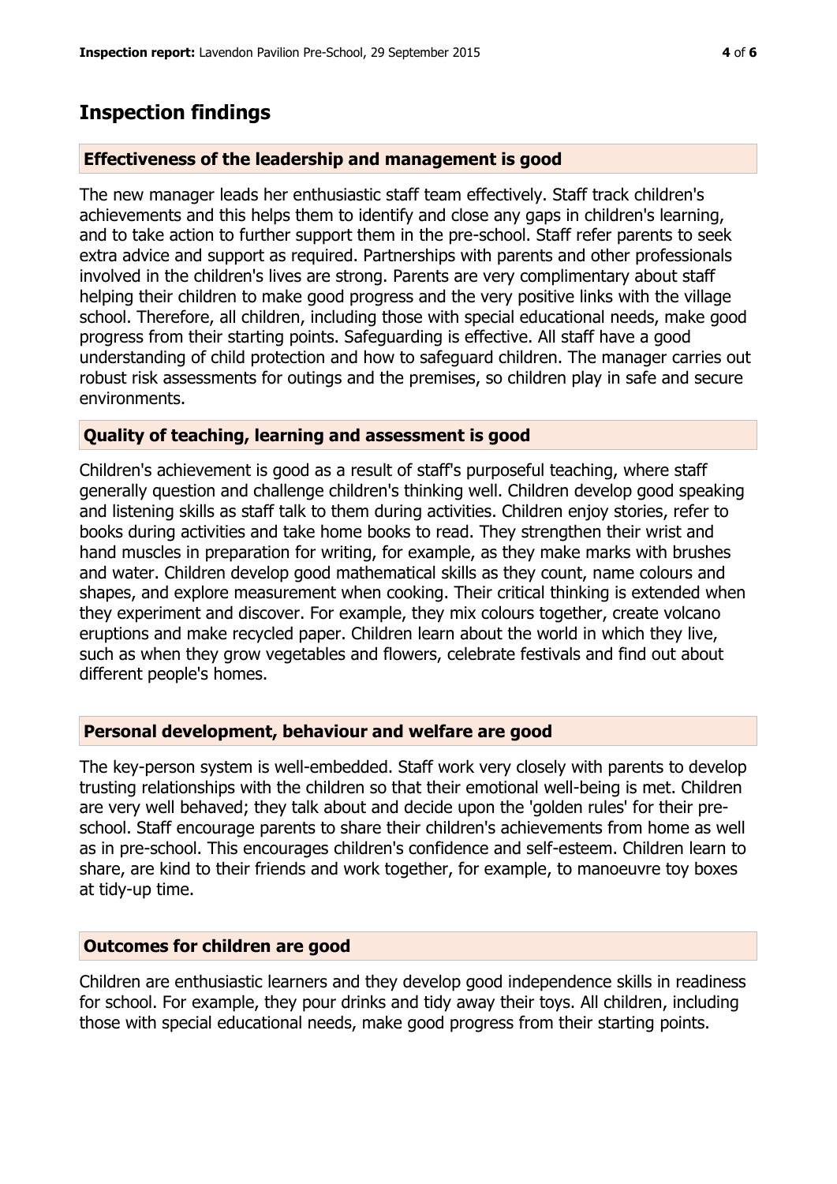## Inspection findings

### Effectiveness of the leadership and management is good

The new manager leads her enthusiastic staff team effectively. Staff track children's achievements and this helps them to identify and close any gaps in children's learning, and to take action to further support them in the pre-school. Staff refer parents to seek extra advice and support as required. Partnerships with parents and other professionals involved in the children's lives are strong. Parents are very complimentary about staff helping their children to make good progress and the very positive links with the village school. Therefore, all children, including those with special educational needs, make good progress from their starting points. Safeguarding is effective. All staff have a good understanding of child protection and how to safeguard children. The manager carries out robust risk assessments for outings and the premises, so children play in safe and secure environments.

### Quality of teaching, learning and assessment is good

Children's achievement is good as a result of staff's purposeful teaching, where staff generally question and challenge children's thinking well. Children develop good speaking and listening skills as staff talk to them during activities. Children enjoy stories, refer to books during activities and take home books to read. They strengthen their wrist and hand muscles in preparation for writing, for example, as they make marks with brushes and water. Children develop good mathematical skills as they count, name colours and shapes, and explore measurement when cooking. Their critical thinking is extended when they experiment and discover. For example, they mix colours together, create volcano eruptions and make recycled paper. Children learn about the world in which they live, such as when they grow vegetables and flowers, celebrate festivals and find out about different people's homes.

### Personal development, behaviour and welfare are good

The key-person system is well-embedded. Staff work very closely with parents to develop trusting relationships with the children so that their emotional well-being is met. Children are very well behaved; they talk about and decide upon the 'golden rules' for their pre-school. Staff encourage parents to share their children's achievements from home as well as in pre-school. This encourages children's confidence and self-esteem. Children learn to share, are kind to their friends and work together, for example, to manoeuvre toy boxes at tidy-up time.

### Outcomes for children are good

Children are enthusiastic learners and they develop good independence skills in readiness for school. For example, they pour drinks and tidy away their toys. All children, including those with special educational needs, make good progress from their starting points.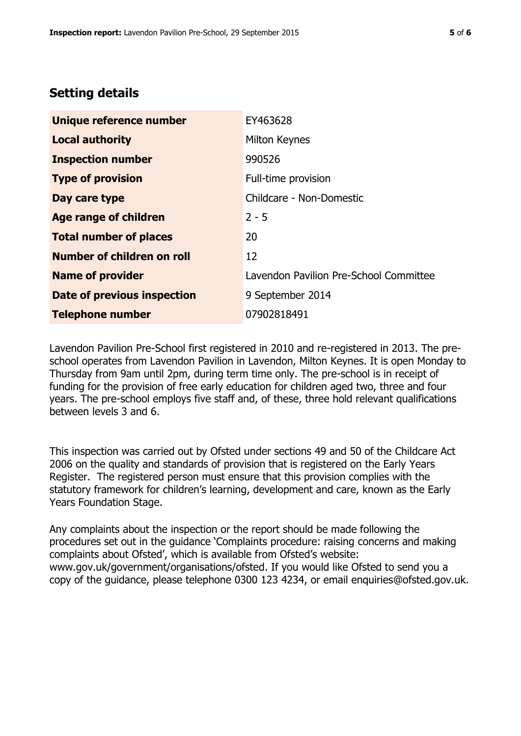## Setting details

| | |
|---|---|
| **Unique reference number** | EY463628 |
| **Local authority** | Milton Keynes |
| **Inspection number** | 990526 |
| **Type of provision** | Full-time provision |
| **Day care type** | Childcare - Non-Domestic |
| **Age range of children** | 2 - 5 |
| **Total number of places** | 20 |
| **Number of children on roll** | 12 |
| **Name of provider** | Lavendon Pavilion Pre-School Committee |
| **Date of previous inspection** | 9 September 2014 |
| **Telephone number** | 07902818491 |

Lavendon Pavilion Pre-School first registered in 2010 and re-registered in 2013. The pre-school operates from Lavendon Pavilion in Lavendon, Milton Keynes. It is open Monday to Thursday from 9am until 2pm, during term time only. The pre-school is in receipt of funding for the provision of free early education for children aged two, three and four years. The pre-school employs five staff and, of these, three hold relevant qualifications between levels 3 and 6.

This inspection was carried out by Ofsted under sections 49 and 50 of the Childcare Act 2006 on the quality and standards of provision that is registered on the Early Years Register. The registered person must ensure that this provision complies with the statutory framework for children's learning, development and care, known as the Early Years Foundation Stage.

Any complaints about the inspection or the report should be made following the procedures set out in the guidance 'Complaints procedure: raising concerns and making complaints about Ofsted', which is available from Ofsted's website: www.gov.uk/government/organisations/ofsted. If you would like Ofsted to send you a copy of the guidance, please telephone 0300 123 4234, or email enquiries@ofsted.gov.uk.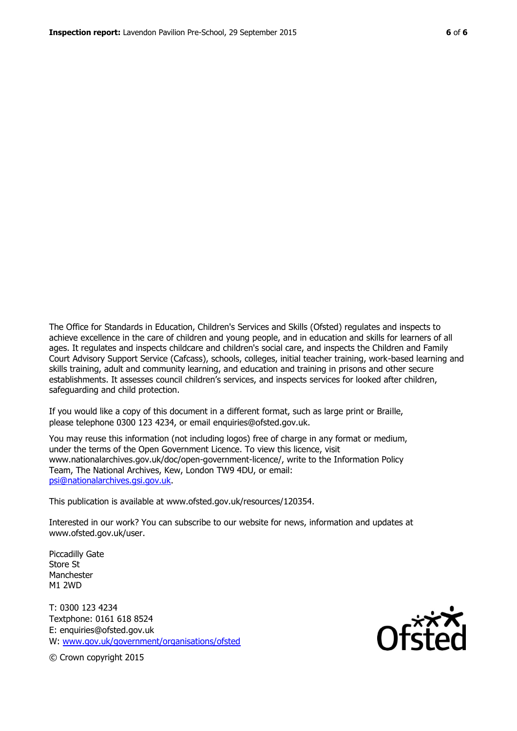The Office for Standards in Education, Children's Services and Skills (Ofsted) regulates and inspects to achieve excellence in the care of children and young people, and in education and skills for learners of all ages. It regulates and inspects childcare and children's social care, and inspects the Children and Family Court Advisory Support Service (Cafcass), schools, colleges, initial teacher training, work-based learning and skills training, adult and community learning, and education and training in prisons and other secure establishments. It assesses council children's services, and inspects services for looked after children, safeguarding and child protection.

If you would like a copy of this document in a different format, such as large print or Braille, please telephone 0300 123 4234, or email enquiries@ofsted.gov.uk.

You may reuse this information (not including logos) free of charge in any format or medium, under the terms of the Open Government Licence. To view this licence, visit www.nationalarchives.gov.uk/doc/open-government-licence/, write to the Information Policy Team, The National Archives, Kew, London TW9 4DU, or email: psi@nationalarchives.gsi.gov.uk.

This publication is available at www.ofsted.gov.uk/resources/120354.

Interested in our work? You can subscribe to our website for news, information and updates at www.ofsted.gov.uk/user.

Piccadilly Gate
Store St
Manchester
M1 2WD

T: 0300 123 4234
Textphone: 0161 618 8524
E: enquiries@ofsted.gov.uk
W: www.gov.uk/government/organisations/ofsted

© Crown copyright 2015